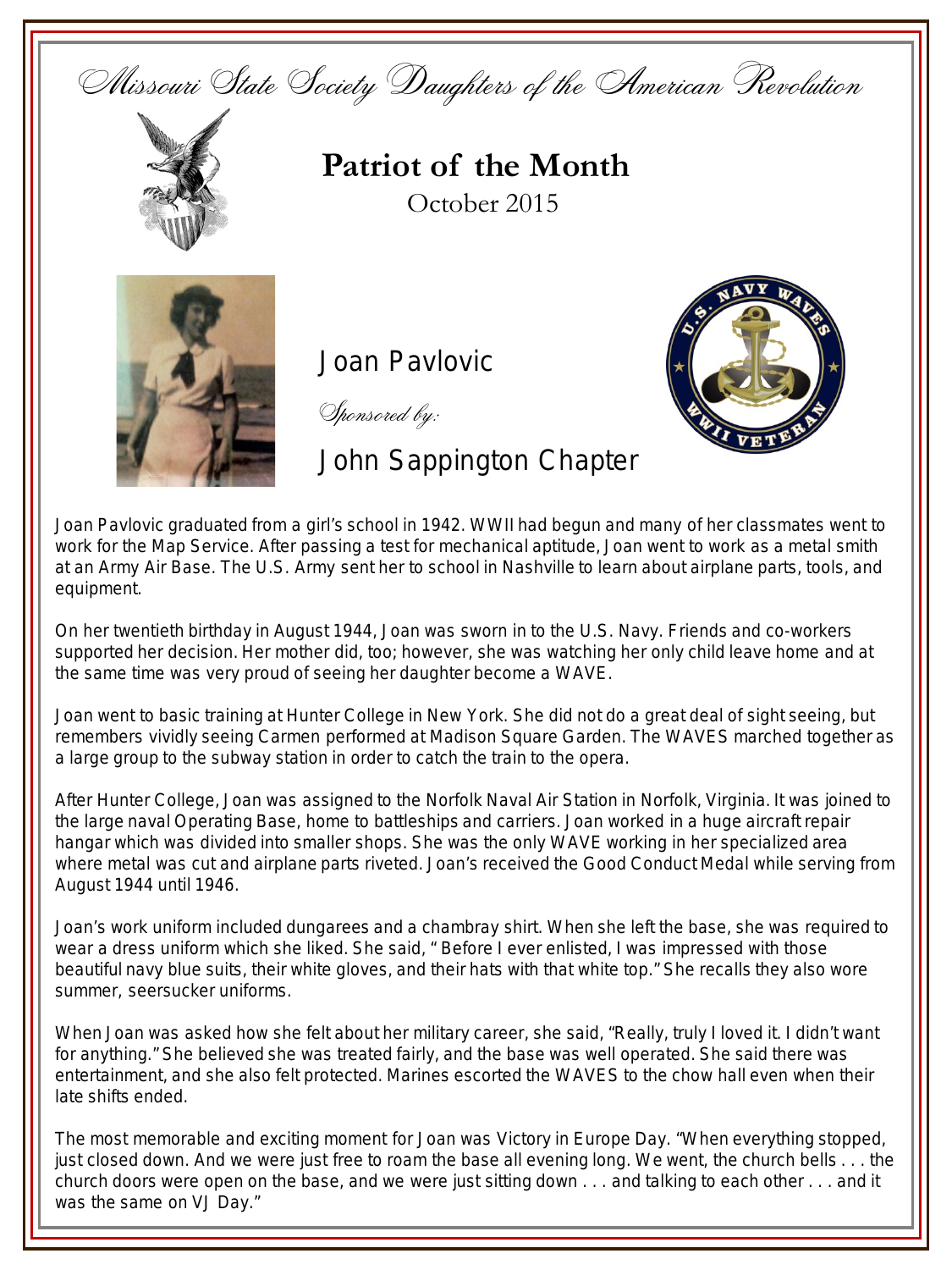# Missouri State Society Daughters of the American Revolution

## Patriot of the Month

October 2015

### Joan Pavlovic

*Sponsored by:*

### John Sappington Chapter

Joan Pavlovic graduated from a girl's school in 1942. WWII had begun and many of her classmates went to work for the Map Service. After passing a test for mechanical aptitude, Joan went to work as a metal smith at an Army Air Base. The U.S. Army sent her to school in Nashville to learn about airplane parts, tools, and equipment.

On her twentieth birthday in August 1944, Joan was sworn in to the U.S. Navy. Friends and co-workers supported her decision. Her mother did, too; however, she was watching her only child leave home and at the same time was very proud of seeing her daughter become a WAVE.

Joan went to basic training at Hunter College in New York. She did not do a great deal of sight seeing, but remembers vividly seeing Carmen performed at Madison Square Garden. The WAVES marched together as a large group to the subway station in order to catch the train to the opera.

After Hunter College, Joan was assigned to the Norfolk Naval Air Station in Norfolk, Virginia. It was joined to the large naval Operating Base, home to battleships and carriers. Joan worked in a huge aircraft repair hangar which was divided into smaller shops. She was the only WAVE working in her specialized area where metal was cut and airplane parts riveted. Joan's received the Good Conduct Medal while serving from August 1944 until 1946.

Joan's work uniform included dungarees and a chambray shirt. When she left the base, she was required to wear a dress uniform which she liked. She said, " Before I ever enlisted, I was impressed with those beautiful navy blue suits, their white gloves, and their hats with that white top." She recalls they also wore summer, seersucker uniforms.

When Joan was asked how she felt about her military career, she said, "Really, truly I loved it. I didn't want for anything." She believed she was treated fairly, and the base was well operated. She said there was entertainment, and she also felt protected. Marines escorted the WAVES to the chow hall even when their late shifts ended.

The most memorable and exciting moment for Joan was Victory in Europe Day. "When everything stopped, just closed down. And we were just free to roam the base all evening long. We went, the church bells . . . the church doors were open on the base, and we were just sitting down . . . and talking to each other . . . and it was the same on VJ Day."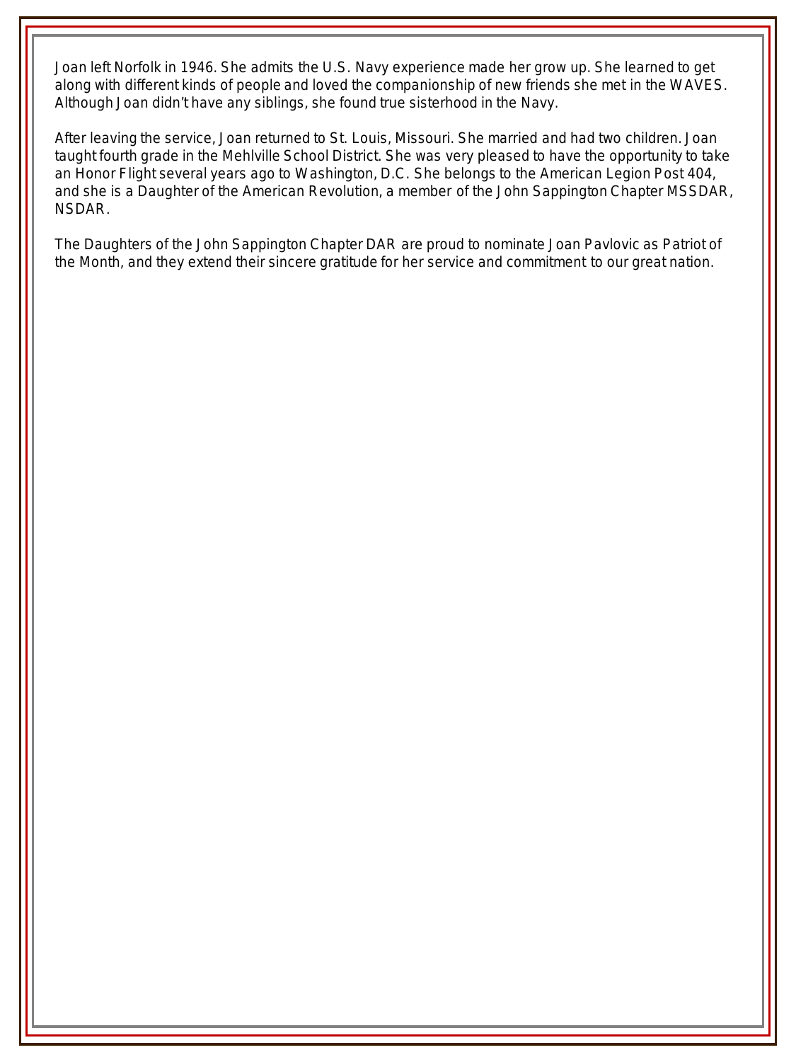Joan left Norfolk in 1946. She admits the U.S. Navy experience made her grow up. She learned to get along with different kinds of people and loved the companionship of new friends she met in the WAVES. Although Joan didn't have any siblings, she found true sisterhood in the Navy.

After leaving the service, Joan returned to St. Louis, Missouri. She married and had two children. Joan taught fourth grade in the Mehlville School District. She was very pleased to have the opportunity to take an Honor Flight several years ago to Washington, D.C. She belongs to the American Legion Post 404, and she is a Daughter of the American Revolution, a member of the John Sappington Chapter MSSDAR, NSDAR.

The Daughters of the John Sappington Chapter DAR are proud to nominate Joan Pavlovic as Patriot of the Month, and they extend their sincere gratitude for her service and commitment to our great nation.